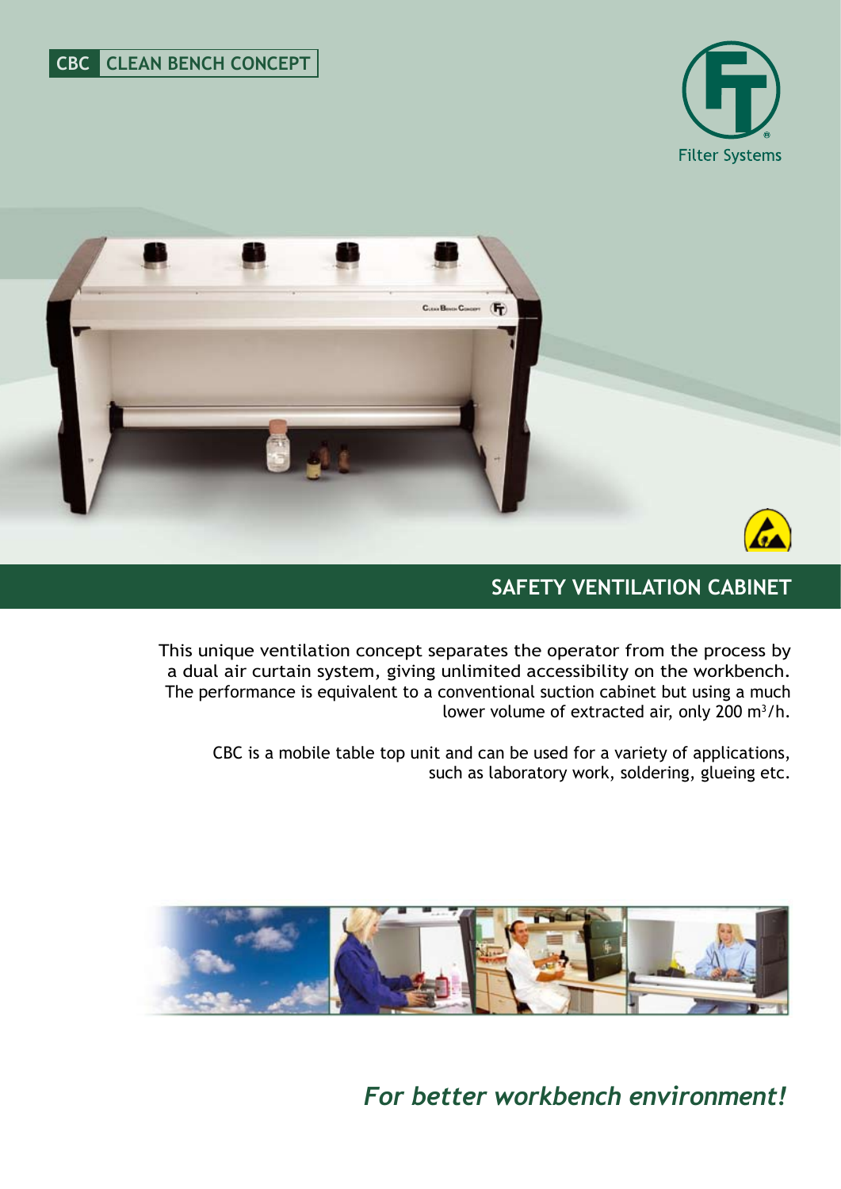CBC CLEAN BENCH CONCEPT

Filter Systems

## SAFETY VENTILATION CABINET

This unique ventilation concept separates the operator from the process by a dual air curtain system, giving unlimited accessibility on the workbench. The performance is equivalent to a conventional suction cabinet but using a much lower volume of extracted air, only 200 $m^3$/h.

CBC is a mobile table top unit and can be used for a variety of applications, such as laboratory work, soldering, glueing etc.

***For better workbench environment!***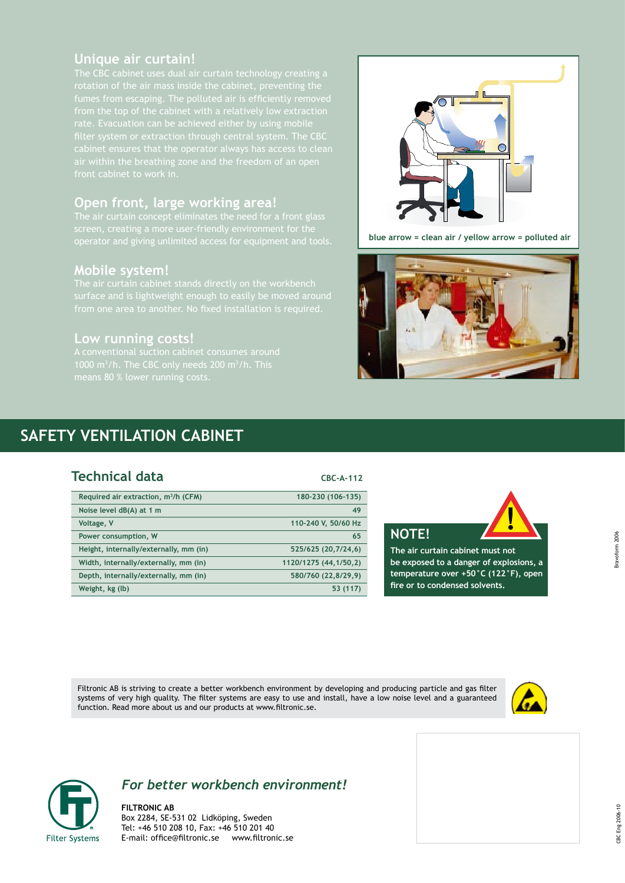## Unique air curtain!

The CBC cabinet uses dual air curtain technology creating a rotation of the air mass inside the cabinet, preventing the fumes from escaping. The polluted air is efficiently removed from the top of the cabinet with a relatively low extraction rate. Evacuation can be achieved either by using mobile filter system or extraction through central system. The CBC cabinet ensures that the operator always has access to clean air within the breathing zone and the freedom of an open front cabinet to work in.

## Open front, large working area!

The air curtain concept eliminates the need for a front glass screen, creating a more user-friendly environment for the operator and giving unlimited access for equipment and tools.

## Mobile system!

The air curtain cabinet stands directly on the workbench surface and is lightweight enough to easily be moved around from one area to another. No fixed installation is required.

## Low running costs!

A conventional suction cabinet consumes around 1000 $m^3$/h. The CBC only needs 200 $m^3$/h. This means 80 % lower running costs.

blue arrow = clean air / yellow arrow = polluted air

# SAFETY VENTILATION CABINET

## Technical data

| | CBC-A-112 |
|---|---|
| Required air extraction, $m^3$/h (CFM) | 180-230 (106-135) |
| Noise level dB(A) at 1 m | 49 |
| Voltage, V | 110-240 V, 50/60 Hz |
| Power consumption, W | 65 |
| Height, internally/externally, mm (in) | 525/625 (20,7/24,6) |
| Width, internally/externally, mm (in) | 1120/1275 (44,1/50,2) |
| Depth, internally/externally, mm (in) | 580/760 (22,8/29,9) |
| Weight, kg (lb) | 53 (117) |

**NOTE!**

**The air curtain cabinet must not be exposed to a danger of explosions, a temperature over +50°C (122°F), open fire or to condensed solvents.**

Filtronic AB is striving to create a better workbench environment by developing and producing particle and gas filter systems of very high quality. The filter systems are easy to use and install, have a low noise level and a guaranteed function. Read more about us and our products at www.filtronic.se.

Filter Systems

*For better workbench environment!*

**FILTRONIC AB**
Box 2284, SE-531 02 Lidköping, Sweden
Tel: +46 510 208 10, Fax: +46 510 201 40
E-mail: office@filtronic.se www.filtronic.se

Braveform 2006

CBC Eng 2006-10